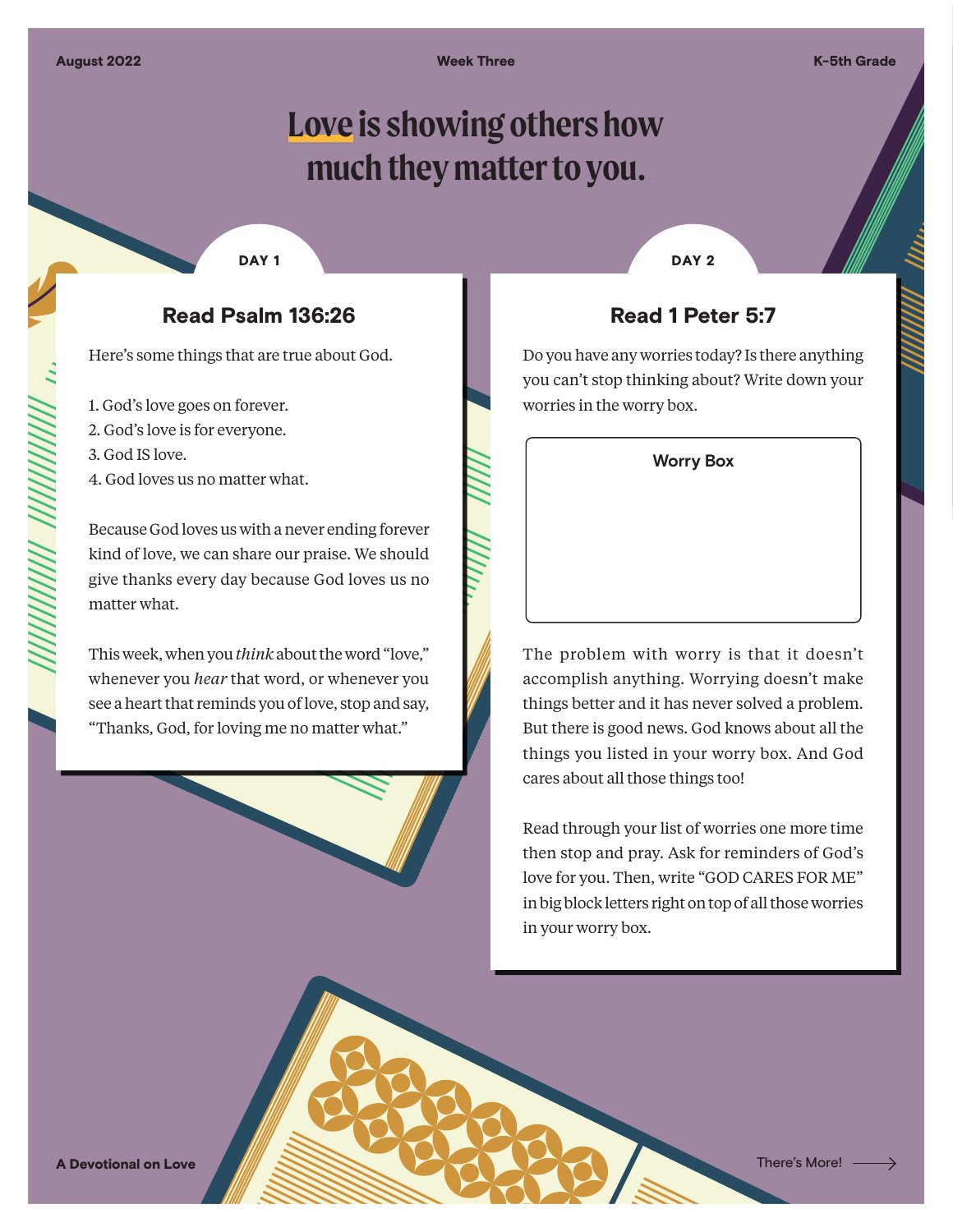# Love is showing others how much they matter to you.

## DAY 1

### Read Psalm 136:26

Here's some things that are true about God.

1. God's love goes on forever.
2. God's love is for everyone.
3. God IS love.
4. God loves us no matter what.

Because God loves us with a never ending forever kind of love, we can share our praise. We should give thanks every day because God loves us no matter what.

This week, when you *think* about the word "love," whenever you *hear* that word, or whenever you see a heart that reminds you of love, stop and say, "Thanks, God, for loving me no matter what."

## DAY 2

### Read 1 Peter 5:7

Do you have any worries today? Is there anything you can't stop thinking about? Write down your worries in the worry box.

**Worry Box**

The problem with worry is that it doesn't accomplish anything. Worrying doesn't make things better and it has never solved a problem. But there is good news. God knows about all the things you listed in your worry box. And God cares about all those things too!

Read through your list of worries one more time then stop and pray. Ask for reminders of God's love for you. Then, write "GOD CARES FOR ME" in big block letters right on top of all those worries in your worry box.

There's More!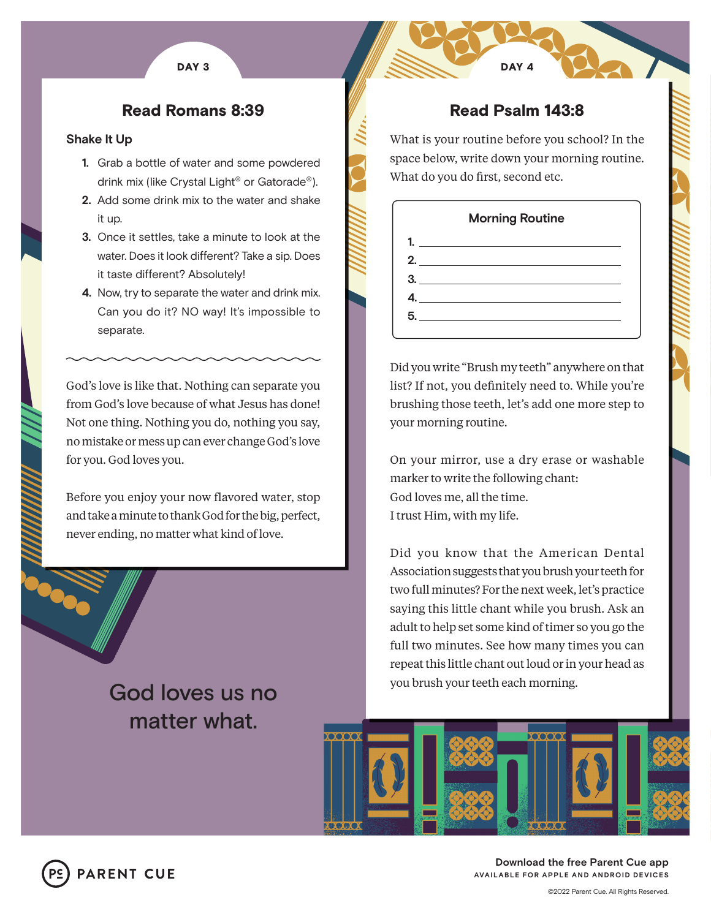DAY 3

## Read Romans 8:39

### Shake It Up

1. Grab a bottle of water and some powdered drink mix (like Crystal Light® or Gatorade®).
2. Add some drink mix to the water and shake it up.
3. Once it settles, take a minute to look at the water. Does it look different? Take a sip. Does it taste different? Absolutely!
4. Now, try to separate the water and drink mix. Can you do it? NO way! It's impossible to separate.

God's love is like that. Nothing can separate you from God's love because of what Jesus has done! Not one thing. Nothing you do, nothing you say, no mistake or mess up can ever change God's love for you. God loves you.

Before you enjoy your now flavored water, stop and take a minute to thank God for the big, perfect, never ending, no matter what kind of love.

God loves us no matter what.

DAY 4

## Read Psalm 143:8

What is your routine before you school? In the space below, write down your morning routine. What do you do first, second etc.

**Morning Routine**

1. ____________________
2. ____________________
3. ____________________
4. ____________________
5. ____________________

Did you write "Brush my teeth" anywhere on that list? If not, you definitely need to. While you're brushing those teeth, let's add one more step to your morning routine.

On your mirror, use a dry erase or washable marker to write the following chant:
God loves me, all the time.
I trust Him, with my life.

Did you know that the American Dental Association suggests that you brush your teeth for two full minutes? For the next week, let's practice saying this little chant while you brush. Ask an adult to help set some kind of timer so you go the full two minutes. See how many times you can repeat this little chant out loud or in your head as you brush your teeth each morning.

PARENT CUE

Download the free Parent Cue app
AVAILABLE FOR APPLE AND ANDROID DEVICES

©2022 Parent Cue. All Rights Reserved.